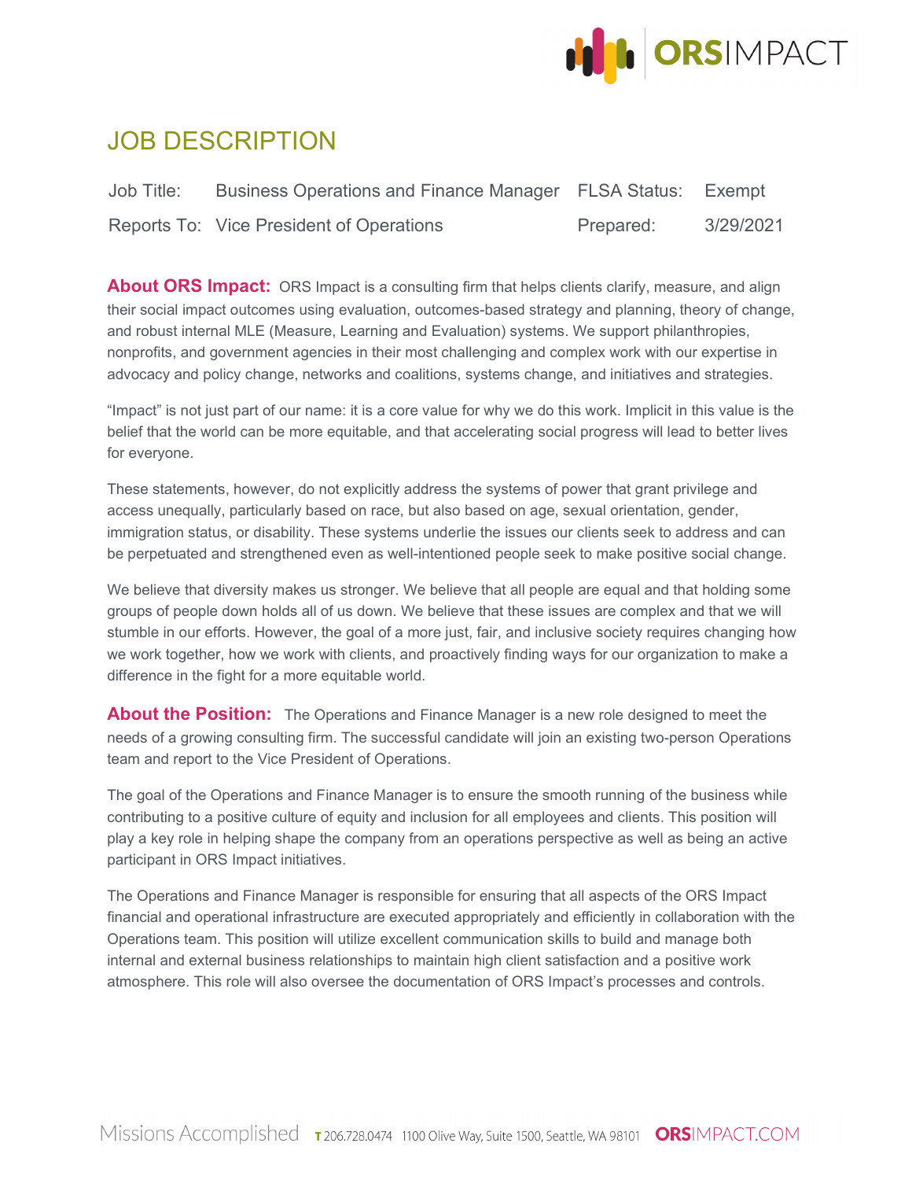# JOB DESCRIPTION

| Job Title: | Business Operations and Finance Manager | FLSA Status: | Exempt |
|---|---|---|---|
| Reports To: | Vice President of Operations | Prepared: | 3/29/2021 |

**About ORS Impact:** ORS Impact is a consulting firm that helps clients clarify, measure, and align their social impact outcomes using evaluation, outcomes-based strategy and planning, theory of change, and robust internal MLE (Measure, Learning and Evaluation) systems. We support philanthropies, nonprofits, and government agencies in their most challenging and complex work with our expertise in advocacy and policy change, networks and coalitions, systems change, and initiatives and strategies.

"Impact" is not just part of our name: it is a core value for why we do this work. Implicit in this value is the belief that the world can be more equitable, and that accelerating social progress will lead to better lives for everyone.

These statements, however, do not explicitly address the systems of power that grant privilege and access unequally, particularly based on race, but also based on age, sexual orientation, gender, immigration status, or disability. These systems underlie the issues our clients seek to address and can be perpetuated and strengthened even as well-intentioned people seek to make positive social change.

We believe that diversity makes us stronger. We believe that all people are equal and that holding some groups of people down holds all of us down. We believe that these issues are complex and that we will stumble in our efforts. However, the goal of a more just, fair, and inclusive society requires changing how we work together, how we work with clients, and proactively finding ways for our organization to make a difference in the fight for a more equitable world.

**About the Position:** The Operations and Finance Manager is a new role designed to meet the needs of a growing consulting firm. The successful candidate will join an existing two-person Operations team and report to the Vice President of Operations.

The goal of the Operations and Finance Manager is to ensure the smooth running of the business while contributing to a positive culture of equity and inclusion for all employees and clients. This position will play a key role in helping shape the company from an operations perspective as well as being an active participant in ORS Impact initiatives.

The Operations and Finance Manager is responsible for ensuring that all aspects of the ORS Impact financial and operational infrastructure are executed appropriately and efficiently in collaboration with the Operations team. This position will utilize excellent communication skills to build and manage both internal and external business relationships to maintain high client satisfaction and a positive work atmosphere. This role will also oversee the documentation of ORS Impact's processes and controls.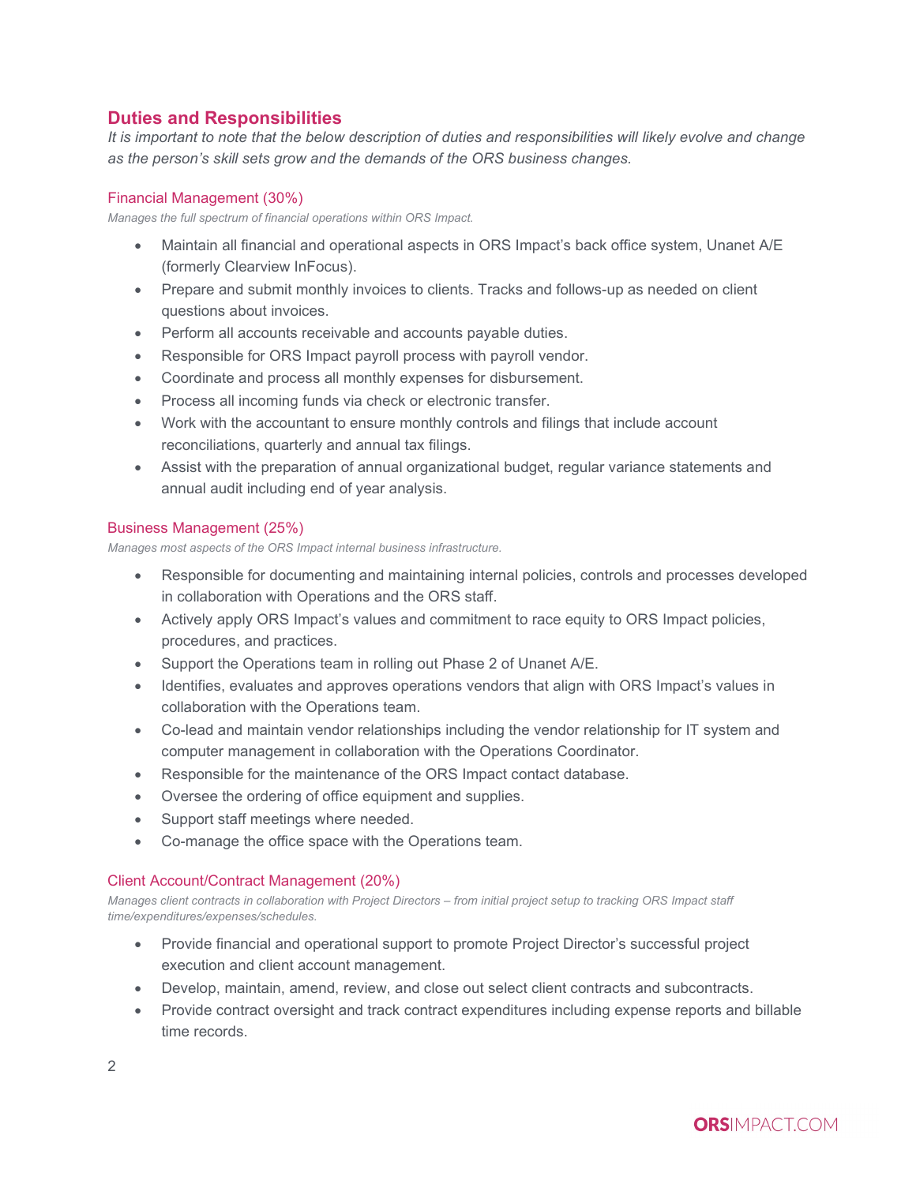## Duties and Responsibilities

*It is important to note that the below description of duties and responsibilities will likely evolve and change as the person's skill sets grow and the demands of the ORS business changes.*

### Financial Management (30%)

*Manages the full spectrum of financial operations within ORS Impact.*

- Maintain all financial and operational aspects in ORS Impact's back office system, Unanet A/E (formerly Clearview InFocus).
- Prepare and submit monthly invoices to clients. Tracks and follows-up as needed on client questions about invoices.
- Perform all accounts receivable and accounts payable duties.
- Responsible for ORS Impact payroll process with payroll vendor.
- Coordinate and process all monthly expenses for disbursement.
- Process all incoming funds via check or electronic transfer.
- Work with the accountant to ensure monthly controls and filings that include account reconciliations, quarterly and annual tax filings.
- Assist with the preparation of annual organizational budget, regular variance statements and annual audit including end of year analysis.

### Business Management (25%)

*Manages most aspects of the ORS Impact internal business infrastructure.*

- Responsible for documenting and maintaining internal policies, controls and processes developed in collaboration with Operations and the ORS staff.
- Actively apply ORS Impact's values and commitment to race equity to ORS Impact policies, procedures, and practices.
- Support the Operations team in rolling out Phase 2 of Unanet A/E.
- Identifies, evaluates and approves operations vendors that align with ORS Impact's values in collaboration with the Operations team.
- Co-lead and maintain vendor relationships including the vendor relationship for IT system and computer management in collaboration with the Operations Coordinator.
- Responsible for the maintenance of the ORS Impact contact database.
- Oversee the ordering of office equipment and supplies.
- Support staff meetings where needed.
- Co-manage the office space with the Operations team.

### Client Account/Contract Management (20%)

*Manages client contracts in collaboration with Project Directors – from initial project setup to tracking ORS Impact staff time/expenditures/expenses/schedules.*

- Provide financial and operational support to promote Project Director's successful project execution and client account management.
- Develop, maintain, amend, review, and close out select client contracts and subcontracts.
- Provide contract oversight and track contract expenditures including expense reports and billable time records.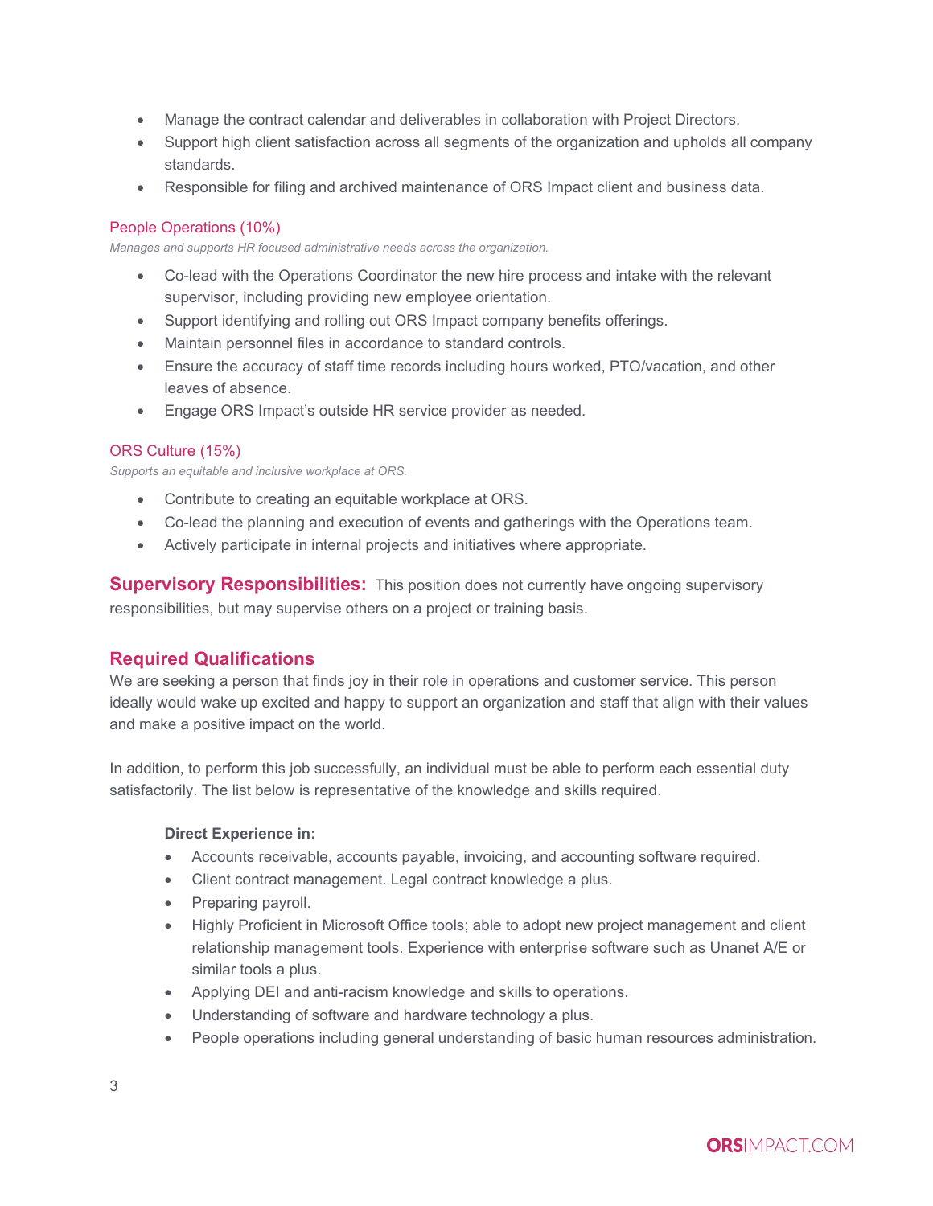- Manage the contract calendar and deliverables in collaboration with Project Directors.
- Support high client satisfaction across all segments of the organization and upholds all company standards.
- Responsible for filing and archived maintenance of ORS Impact client and business data.

### People Operations (10%)

*Manages and supports HR focused administrative needs across the organization.*

- Co-lead with the Operations Coordinator the new hire process and intake with the relevant supervisor, including providing new employee orientation.
- Support identifying and rolling out ORS Impact company benefits offerings.
- Maintain personnel files in accordance to standard controls.
- Ensure the accuracy of staff time records including hours worked, PTO/vacation, and other leaves of absence.
- Engage ORS Impact's outside HR service provider as needed.

### ORS Culture (15%)

*Supports an equitable and inclusive workplace at ORS.*

- Contribute to creating an equitable workplace at ORS.
- Co-lead the planning and execution of events and gatherings with the Operations team.
- Actively participate in internal projects and initiatives where appropriate.

**Supervisory Responsibilities:** This position does not currently have ongoing supervisory responsibilities, but may supervise others on a project or training basis.

## Required Qualifications

We are seeking a person that finds joy in their role in operations and customer service. This person ideally would wake up excited and happy to support an organization and staff that align with their values and make a positive impact on the world.

In addition, to perform this job successfully, an individual must be able to perform each essential duty satisfactorily. The list below is representative of the knowledge and skills required.

**Direct Experience in:**

- Accounts receivable, accounts payable, invoicing, and accounting software required.
- Client contract management. Legal contract knowledge a plus.
- Preparing payroll.
- Highly Proficient in Microsoft Office tools; able to adopt new project management and client relationship management tools. Experience with enterprise software such as Unanet A/E or similar tools a plus.
- Applying DEI and anti-racism knowledge and skills to operations.
- Understanding of software and hardware technology a plus.
- People operations including general understanding of basic human resources administration.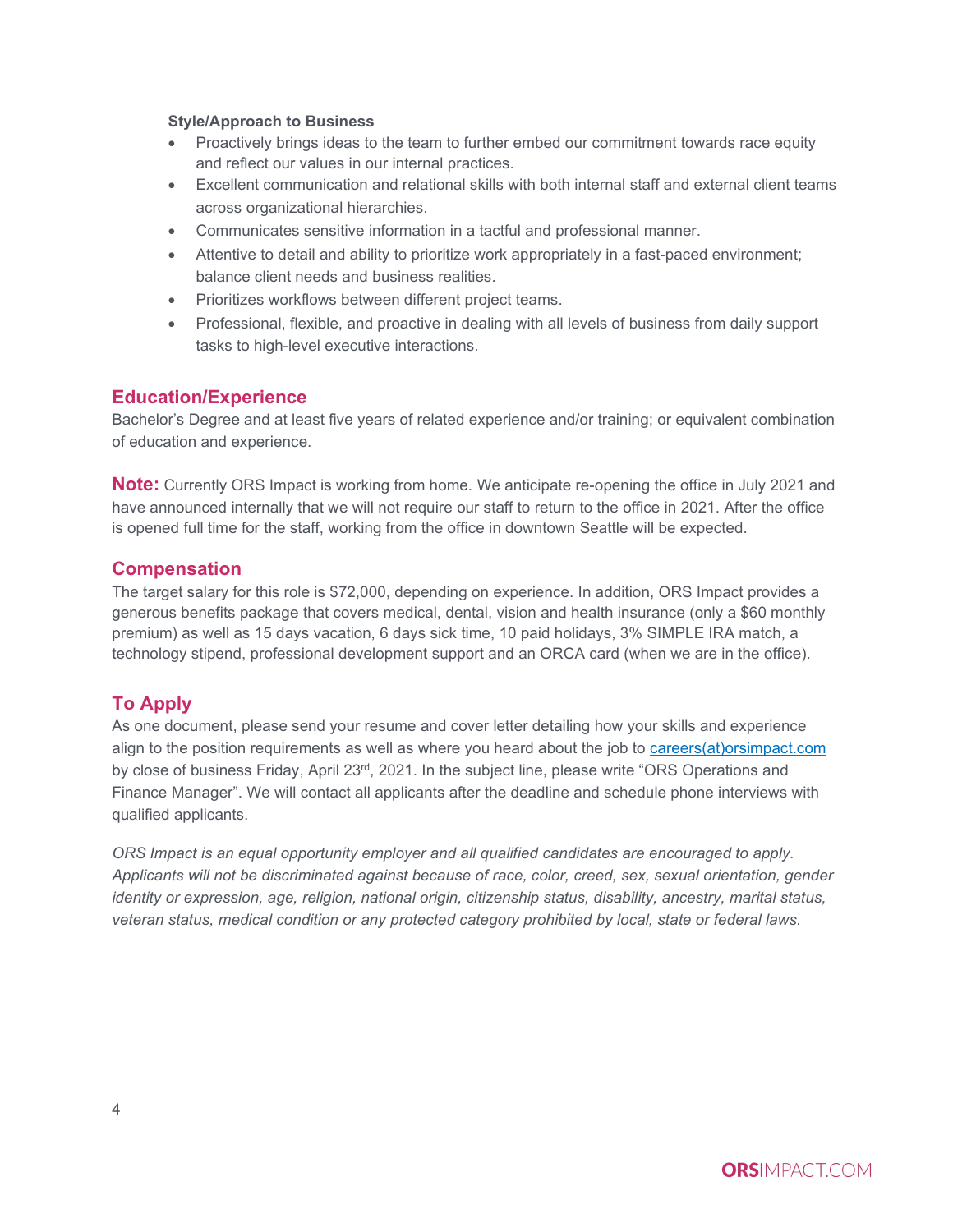**Style/Approach to Business**

- Proactively brings ideas to the team to further embed our commitment towards race equity and reflect our values in our internal practices.
- Excellent communication and relational skills with both internal staff and external client teams across organizational hierarchies.
- Communicates sensitive information in a tactful and professional manner.
- Attentive to detail and ability to prioritize work appropriately in a fast-paced environment; balance client needs and business realities.
- Prioritizes workflows between different project teams.
- Professional, flexible, and proactive in dealing with all levels of business from daily support tasks to high-level executive interactions.

## Education/Experience

Bachelor's Degree and at least five years of related experience and/or training; or equivalent combination of education and experience.

**Note:** Currently ORS Impact is working from home. We anticipate re-opening the office in July 2021 and have announced internally that we will not require our staff to return to the office in 2021. After the office is opened full time for the staff, working from the office in downtown Seattle will be expected.

## Compensation

The target salary for this role is $72,000, depending on experience. In addition, ORS Impact provides a generous benefits package that covers medical, dental, vision and health insurance (only a $60 monthly premium) as well as 15 days vacation, 6 days sick time, 10 paid holidays, 3% SIMPLE IRA match, a technology stipend, professional development support and an ORCA card (when we are in the office).

## To Apply

As one document, please send your resume and cover letter detailing how your skills and experience align to the position requirements as well as where you heard about the job to careers(at)orsimpact.com by close of business Friday, April 23rd, 2021. In the subject line, please write "ORS Operations and Finance Manager". We will contact all applicants after the deadline and schedule phone interviews with qualified applicants.

*ORS Impact is an equal opportunity employer and all qualified candidates are encouraged to apply. Applicants will not be discriminated against because of race, color, creed, sex, sexual orientation, gender identity or expression, age, religion, national origin, citizenship status, disability, ancestry, marital status, veteran status, medical condition or any protected category prohibited by local, state or federal laws.*